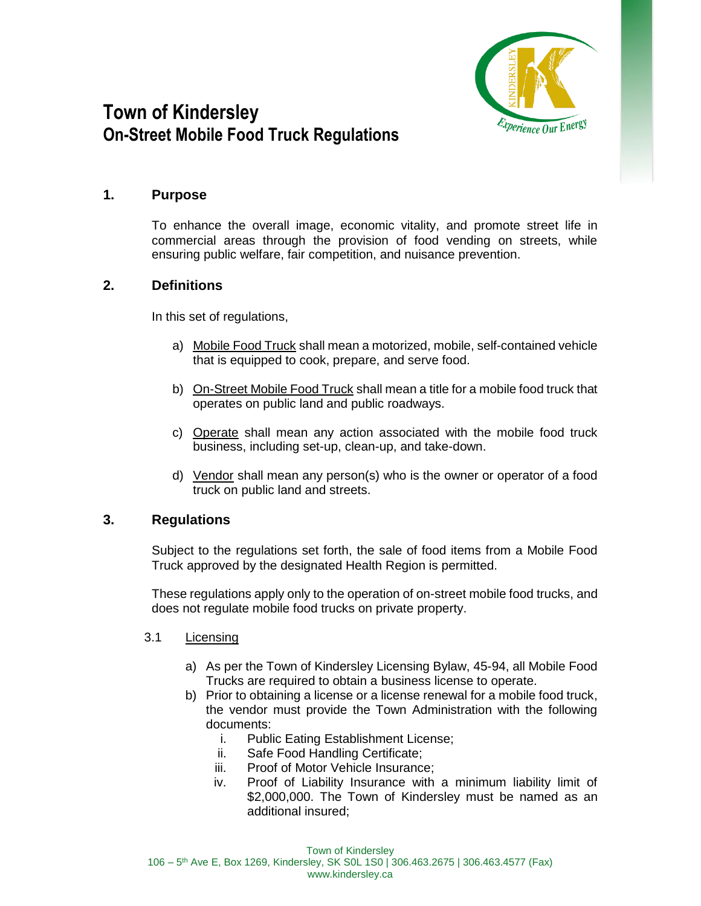# Town of Kindersley
## On-Street Mobile Food Truck Regulations

### 1. Purpose

To enhance the overall image, economic vitality, and promote street life in commercial areas through the provision of food vending on streets, while ensuring public welfare, fair competition, and nuisance prevention.

### 2. Definitions

In this set of regulations,

a) Mobile Food Truck shall mean a motorized, mobile, self-contained vehicle that is equipped to cook, prepare, and serve food.

b) On-Street Mobile Food Truck shall mean a title for a mobile food truck that operates on public land and public roadways.

c) Operate shall mean any action associated with the mobile food truck business, including set-up, clean-up, and take-down.

d) Vendor shall mean any person(s) who is the owner or operator of a food truck on public land and streets.

### 3. Regulations

Subject to the regulations set forth, the sale of food items from a Mobile Food Truck approved by the designated Health Region is permitted.

These regulations apply only to the operation of on-street mobile food trucks, and does not regulate mobile food trucks on private property.

#### 3.1 Licensing

a) As per the Town of Kindersley Licensing Bylaw, 45-94, all Mobile Food Trucks are required to obtain a business license to operate.

b) Prior to obtaining a license or a license renewal for a mobile food truck, the vendor must provide the Town Administration with the following documents:

   i. Public Eating Establishment License;

   ii. Safe Food Handling Certificate;

   iii. Proof of Motor Vehicle Insurance;

   iv. Proof of Liability Insurance with a minimum liability limit of $2,000,000. The Town of Kindersley must be named as an additional insured;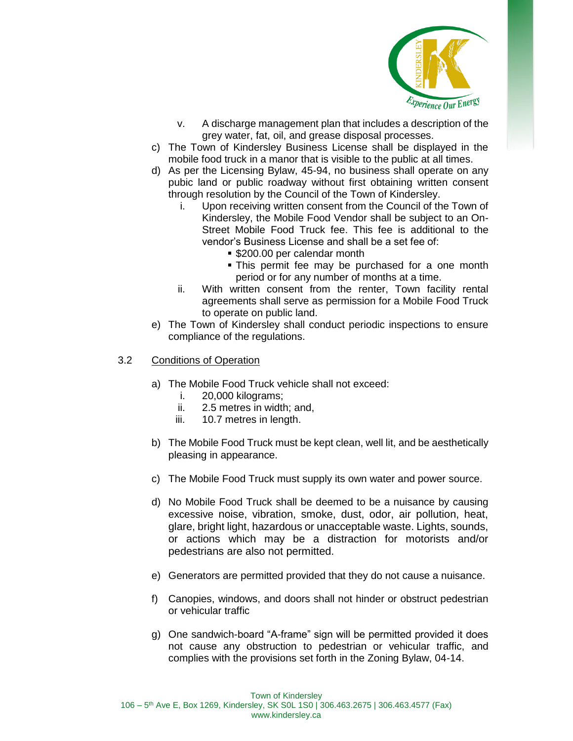v. A discharge management plan that includes a description of the grey water, fat, oil, and grease disposal processes.

c) The Town of Kindersley Business License shall be displayed in the mobile food truck in a manor that is visible to the public at all times.

d) As per the Licensing Bylaw, 45-94, no business shall operate on any pubic land or public roadway without first obtaining written consent through resolution by the Council of the Town of Kindersley.

   i. Upon receiving written consent from the Council of the Town of Kindersley, the Mobile Food Vendor shall be subject to an On-Street Mobile Food Truck fee. This fee is additional to the vendor's Business License and shall be a set fee of:
      - $200.00 per calendar month
      - This permit fee may be purchased for a one month period or for any number of months at a time.

   ii. With written consent from the renter, Town facility rental agreements shall serve as permission for a Mobile Food Truck to operate on public land.

e) The Town of Kindersley shall conduct periodic inspections to ensure compliance of the regulations.

## 3.2 Conditions of Operation

a) The Mobile Food Truck vehicle shall not exceed:
   i. 20,000 kilograms;
   ii. 2.5 metres in width; and,
   iii. 10.7 metres in length.

b) The Mobile Food Truck must be kept clean, well lit, and be aesthetically pleasing in appearance.

c) The Mobile Food Truck must supply its own water and power source.

d) No Mobile Food Truck shall be deemed to be a nuisance by causing excessive noise, vibration, smoke, dust, odor, air pollution, heat, glare, bright light, hazardous or unacceptable waste. Lights, sounds, or actions which may be a distraction for motorists and/or pedestrians are also not permitted.

e) Generators are permitted provided that they do not cause a nuisance.

f) Canopies, windows, and doors shall not hinder or obstruct pedestrian or vehicular traffic

g) One sandwich-board "A-frame" sign will be permitted provided it does not cause any obstruction to pedestrian or vehicular traffic, and complies with the provisions set forth in the Zoning Bylaw, 04-14.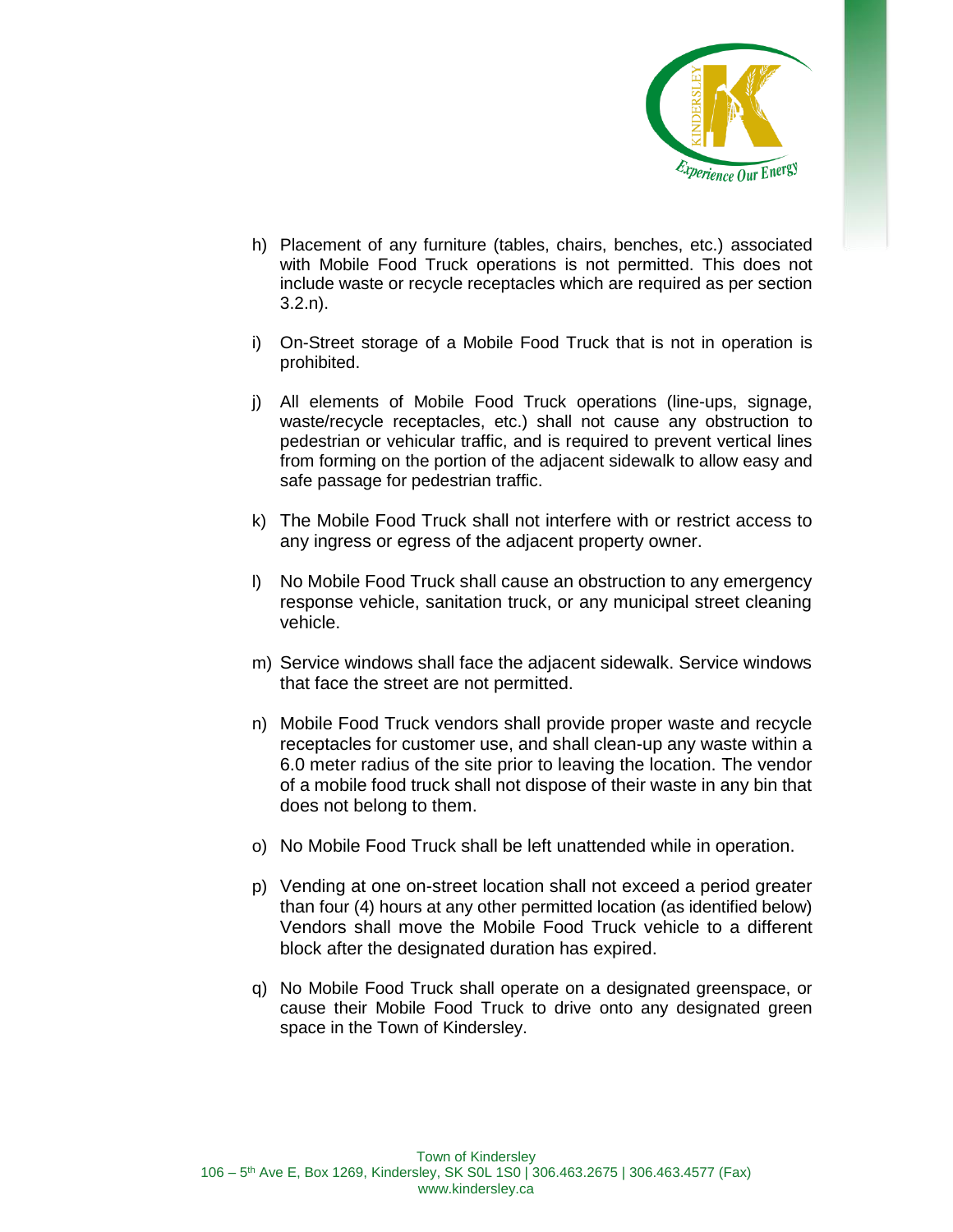h) Placement of any furniture (tables, chairs, benches, etc.) associated with Mobile Food Truck operations is not permitted. This does not include waste or recycle receptacles which are required as per section 3.2.n).

i) On-Street storage of a Mobile Food Truck that is not in operation is prohibited.

j) All elements of Mobile Food Truck operations (line-ups, signage, waste/recycle receptacles, etc.) shall not cause any obstruction to pedestrian or vehicular traffic, and is required to prevent vertical lines from forming on the portion of the adjacent sidewalk to allow easy and safe passage for pedestrian traffic.

k) The Mobile Food Truck shall not interfere with or restrict access to any ingress or egress of the adjacent property owner.

l) No Mobile Food Truck shall cause an obstruction to any emergency response vehicle, sanitation truck, or any municipal street cleaning vehicle.

m) Service windows shall face the adjacent sidewalk. Service windows that face the street are not permitted.

n) Mobile Food Truck vendors shall provide proper waste and recycle receptacles for customer use, and shall clean-up any waste within a 6.0 meter radius of the site prior to leaving the location. The vendor of a mobile food truck shall not dispose of their waste in any bin that does not belong to them.

o) No Mobile Food Truck shall be left unattended while in operation.

p) Vending at one on-street location shall not exceed a period greater than four (4) hours at any other permitted location (as identified below) Vendors shall move the Mobile Food Truck vehicle to a different block after the designated duration has expired.

q) No Mobile Food Truck shall operate on a designated greenspace, or cause their Mobile Food Truck to drive onto any designated green space in the Town of Kindersley.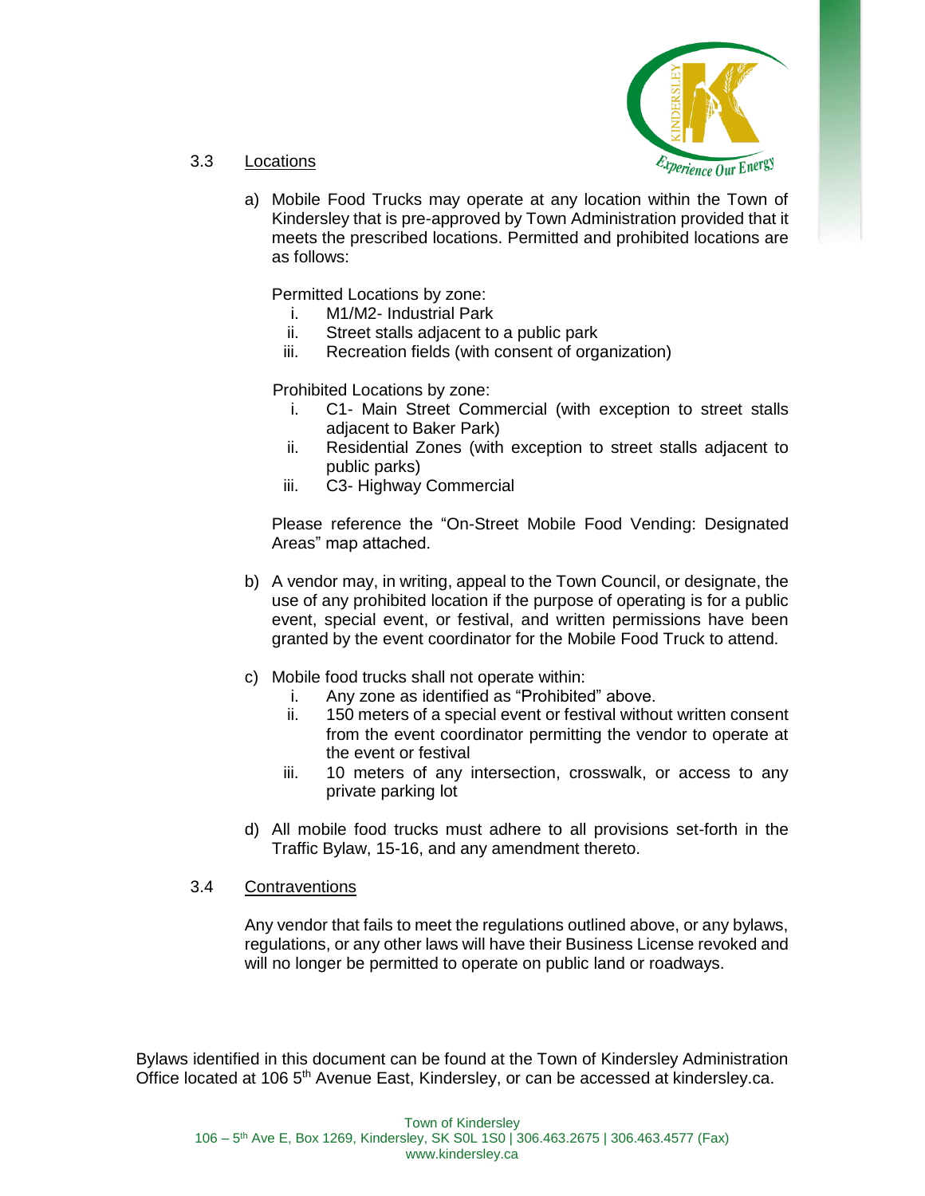### 3.3 Locations

a) Mobile Food Trucks may operate at any location within the Town of Kindersley that is pre-approved by Town Administration provided that it meets the prescribed locations. Permitted and prohibited locations are as follows:

Permitted Locations by zone:

i. M1/M2- Industrial Park
ii. Street stalls adjacent to a public park
iii. Recreation fields (with consent of organization)

Prohibited Locations by zone:

i. C1- Main Street Commercial (with exception to street stalls adjacent to Baker Park)
ii. Residential Zones (with exception to street stalls adjacent to public parks)
iii. C3- Highway Commercial

Please reference the "On-Street Mobile Food Vending: Designated Areas" map attached.

b) A vendor may, in writing, appeal to the Town Council, or designate, the use of any prohibited location if the purpose of operating is for a public event, special event, or festival, and written permissions have been granted by the event coordinator for the Mobile Food Truck to attend.

c) Mobile food trucks shall not operate within:

i. Any zone as identified as "Prohibited" above.
ii. 150 meters of a special event or festival without written consent from the event coordinator permitting the vendor to operate at the event or festival
iii. 10 meters of any intersection, crosswalk, or access to any private parking lot

d) All mobile food trucks must adhere to all provisions set-forth in the Traffic Bylaw, 15-16, and any amendment thereto.

### 3.4 Contraventions

Any vendor that fails to meet the regulations outlined above, or any bylaws, regulations, or any other laws will have their Business License revoked and will no longer be permitted to operate on public land or roadways.

Bylaws identified in this document can be found at the Town of Kindersley Administration Office located at 106 5th Avenue East, Kindersley, or can be accessed at kindersley.ca.